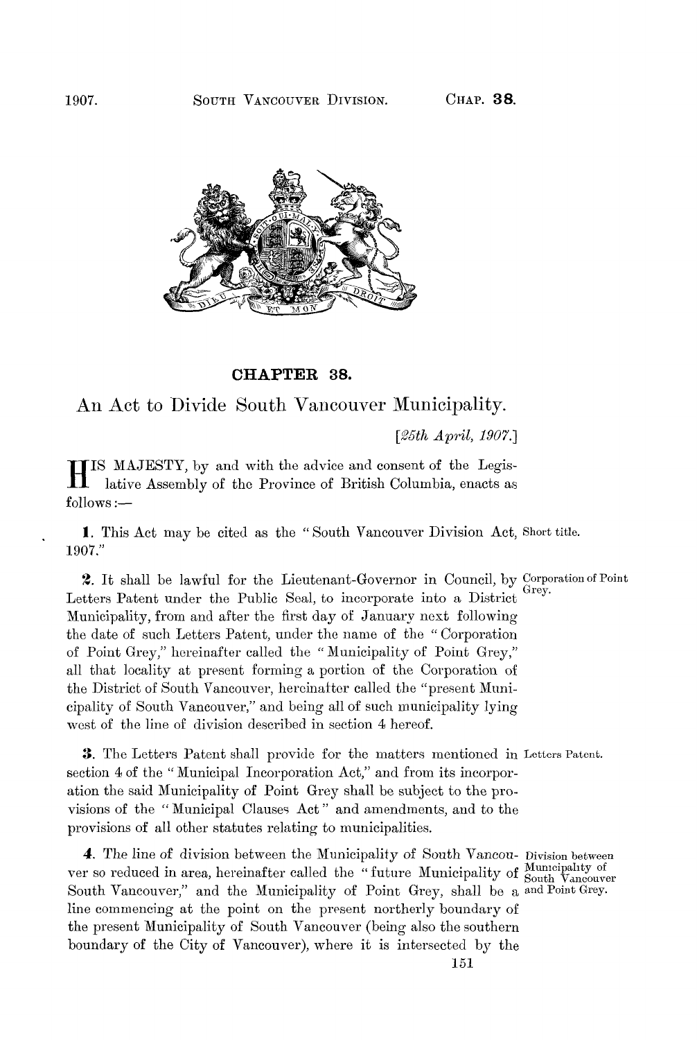# CHAPTER 38.

## An Act to Divide South Vancouver Municipality.

*[25th April, 1907.]*

HIS MAJESTY, by and with the advice and consent of the Legislative Assembly of the Province of British Columbia, enacts as follows:—

**1.** This Act may be cited as the "South Vancouver Division Act, 1907." *Short title.*

**2.** It shall be lawful for the Lieutenant-Governor in Council, by Letters Patent under the Public Seal, to incorporate into a District Municipality, from and after the first day of January next following the date of such Letters Patent, under the name of the "Corporation of Point Grey," hereinafter called the "Municipality of Point Grey," all that locality at present forming a portion of the Corporation of the District of South Vancouver, hereinafter called the "present Municipality of South Vancouver," and being all of such municipality lying west of the line of division described in section 4 hereof. *Corporation of Point Grey.*

**3.** The Letters Patent shall provide for the matters mentioned in section 4 of the "Municipal Incorporation Act," and from its incorporation the said Municipality of Point Grey shall be subject to the provisions of the "Municipal Clauses Act" and amendments, and to the provisions of all other statutes relating to municipalities. *Letters Patent.*

**4.** The line of division between the Municipality of South Vancouver so reduced in area, hereinafter called the "future Municipality of South Vancouver," and the Municipality of Point Grey, shall be a line commencing at the point on the present northerly boundary of the present Municipality of South Vancouver (being also the southern boundary of the City of Vancouver), where it is intersected by the *Division between Municipality of South Vancouver and Point Grey.*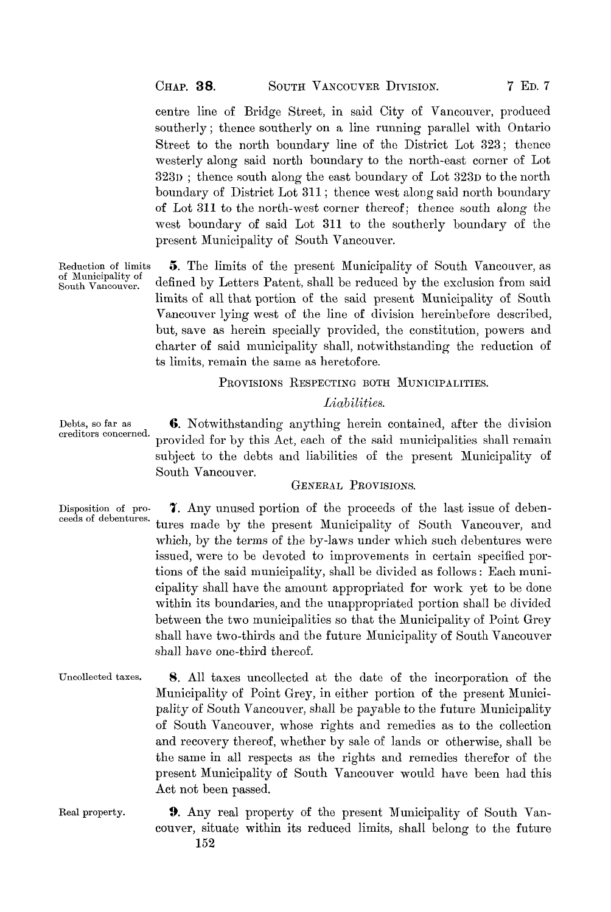centre line of Bridge Street, in said City of Vancouver, produced southerly; thence southerly on a line running parallel with Ontario Street to the north boundary line of the District Lot 323; thence westerly along said north boundary to the north-east corner of Lot 323D; thence south along the east boundary of Lot 323D to the north boundary of District Lot 311; thence west along said north boundary of Lot 311 to the north-west corner thereof; thence south along the west boundary of said Lot 311 to the southerly boundary of the present Municipality of South Vancouver.

Reduction of limits of Municipality of South Vancouver.

**5.** The limits of the present Municipality of South Vancouver, as defined by Letters Patent, shall be reduced by the exclusion from said limits of all that portion of the said present Municipality of South Vancouver lying west of the line of division hereinbefore described, but, save as herein specially provided, the constitution, powers and charter of said municipality shall, notwithstanding the reduction of ts limits, remain the same as heretofore.

## Provisions Respecting Both Municipalities.

### *Liabilities.*

Debts, so far as creditors concerned.

**6.** Notwithstanding anything herein contained, after the division provided for by this Act, each of the said municipalities shall remain subject to the debts and liabilities of the present Municipality of South Vancouver.

## General Provisions.

Disposition of proceeds of debentures.

**7.** Any unused portion of the proceeds of the last issue of debentures made by the present Municipality of South Vancouver, and which, by the terms of the by-laws under which such debentures were issued, were to be devoted to improvements in certain specified portions of the said municipality, shall be divided as follows: Each municipality shall have the amount appropriated for work yet to be done within its boundaries, and the unappropriated portion shall be divided between the two municipalities so that the Municipality of Point Grey shall have two-thirds and the future Municipality of South Vancouver shall have one-third thereof.

Uncollected taxes.

**8.** All taxes uncollected at the date of the incorporation of the Municipality of Point Grey, in either portion of the present Municipality of South Vancouver, shall be payable to the future Municipality of South Vancouver, whose rights and remedies as to the collection and recovery thereof, whether by sale of lands or otherwise, shall be the same in all respects as the rights and remedies therefor of the present Municipality of South Vancouver would have been had this Act not been passed.

Real property.

**9.** Any real property of the present Municipality of South Vancouver, situate within its reduced limits, shall belong to the future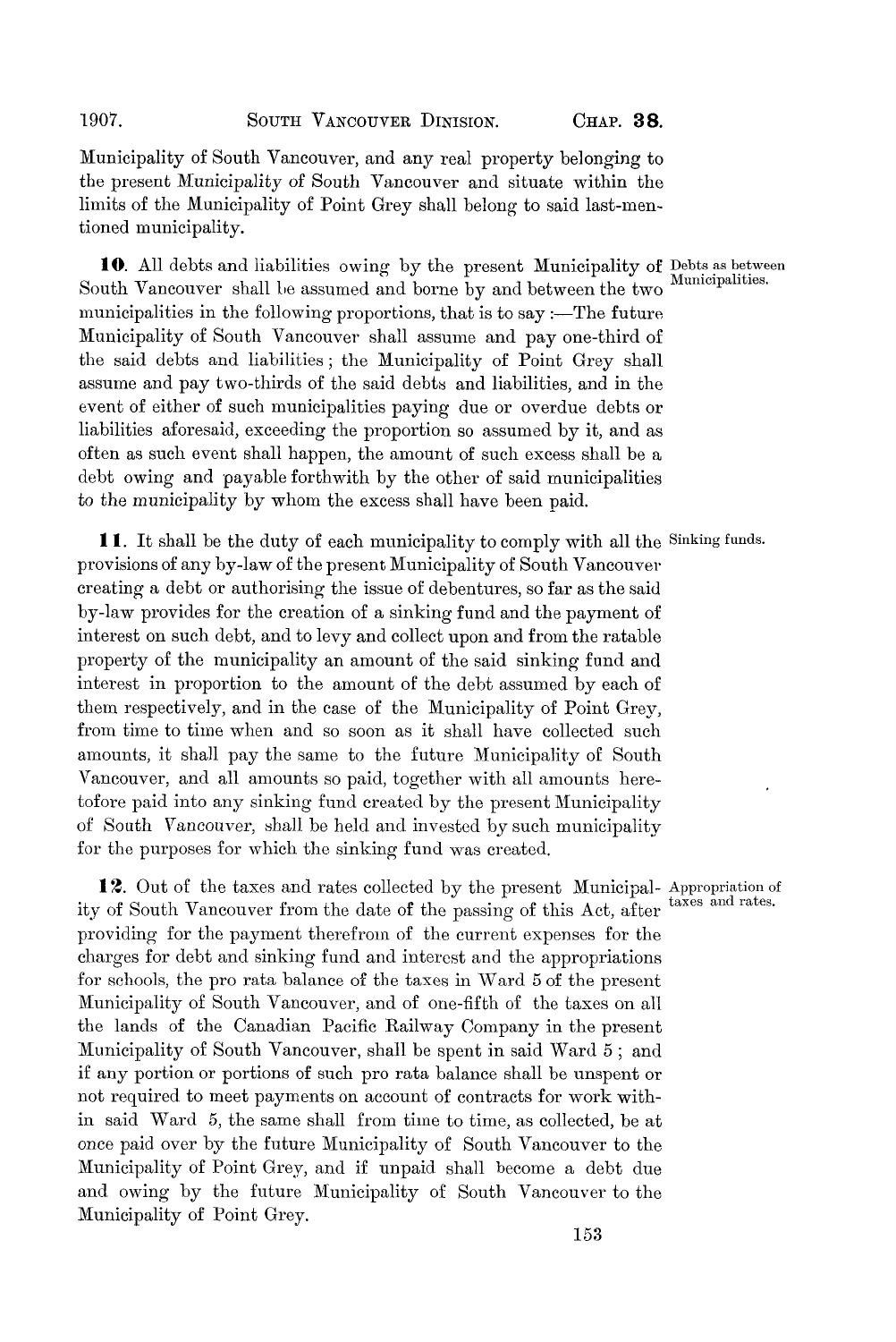Municipality of South Vancouver, and any real property belonging to the present Municipality of South Vancouver and situate within the limits of the Municipality of Point Grey shall belong to said last-mentioned municipality.

**10.** All debts and liabilities owing by the present Municipality of South Vancouver shall be assumed and borne by and between the two municipalities in the following proportions, that is to say:—The future Municipality of South Vancouver shall assume and pay one-third of the said debts and liabilities; the Municipality of Point Grey shall assume and pay two-thirds of the said debts and liabilities, and in the event of either of such municipalities paying due or overdue debts or liabilities aforesaid, exceeding the proportion so assumed by it, and as often as such event shall happen, the amount of such excess shall be a debt owing and payable forthwith by the other of said municipalities to the municipality by whom the excess shall have been paid.

*Debts as between Municipalities.*

**11.** It shall be the duty of each municipality to comply with all the provisions of any by-law of the present Municipality of South Vancouver creating a debt or authorising the issue of debentures, so far as the said by-law provides for the creation of a sinking fund and the payment of interest on such debt, and to levy and collect upon and from the ratable property of the municipality an amount of the said sinking fund and interest in proportion to the amount of the debt assumed by each of them respectively, and in the case of the Municipality of Point Grey, from time to time when and so soon as it shall have collected such amounts, it shall pay the same to the future Municipality of South Vancouver, and all amounts so paid, together with all amounts heretofore paid into any sinking fund created by the present Municipality of South Vancouver, shall be held and invested by such municipality for the purposes for which the sinking fund was created.

*Sinking funds.*

**12.** Out of the taxes and rates collected by the present Municipality of South Vancouver from the date of the passing of this Act, after providing for the payment therefrom of the current expenses for the charges for debt and sinking fund and interest and the appropriations for schools, the pro rata balance of the taxes in Ward 5 of the present Municipality of South Vancouver, and of one-fifth of the taxes on all the lands of the Canadian Pacific Railway Company in the present Municipality of South Vancouver, shall be spent in said Ward 5; and if any portion or portions of such pro rata balance shall be unspent or not required to meet payments on account of contracts for work within said Ward 5, the same shall from time to time, as collected, be at once paid over by the future Municipality of South Vancouver to the Municipality of Point Grey, and if unpaid shall become a debt due and owing by the future Municipality of South Vancouver to the Municipality of Point Grey.

*Appropriation of taxes and rates.*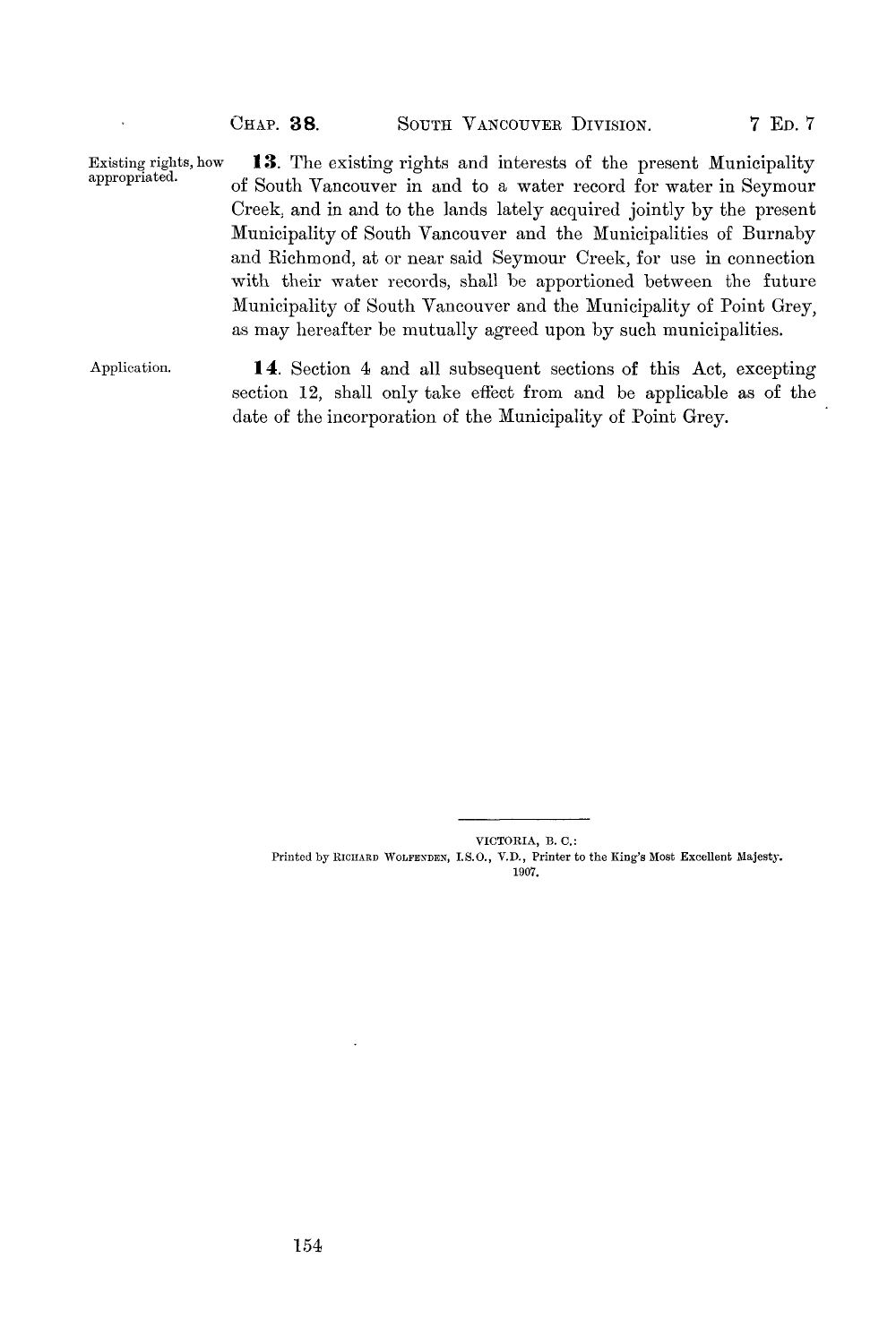*Existing rights, how appropriated.*

**13.** The existing rights and interests of the present Municipality of South Vancouver in and to a water record for water in Seymour Creek, and in and to the lands lately acquired jointly by the present Municipality of South Vancouver and the Municipalities of Burnaby and Richmond, at or near said Seymour Creek, for use in connection with their water records, shall be apportioned between the future Municipality of South Vancouver and the Municipality of Point Grey, as may hereafter be mutually agreed upon by such municipalities.

*Application.*

**14.** Section 4 and all subsequent sections of this Act, excepting section 12, shall only take effect from and be applicable as of the date of the incorporation of the Municipality of Point Grey.

---

VICTORIA, B. C.:
Printed by Richard Wolfenden, I.S.O., V.D., Printer to the King's Most Excellent Majesty.
1907.